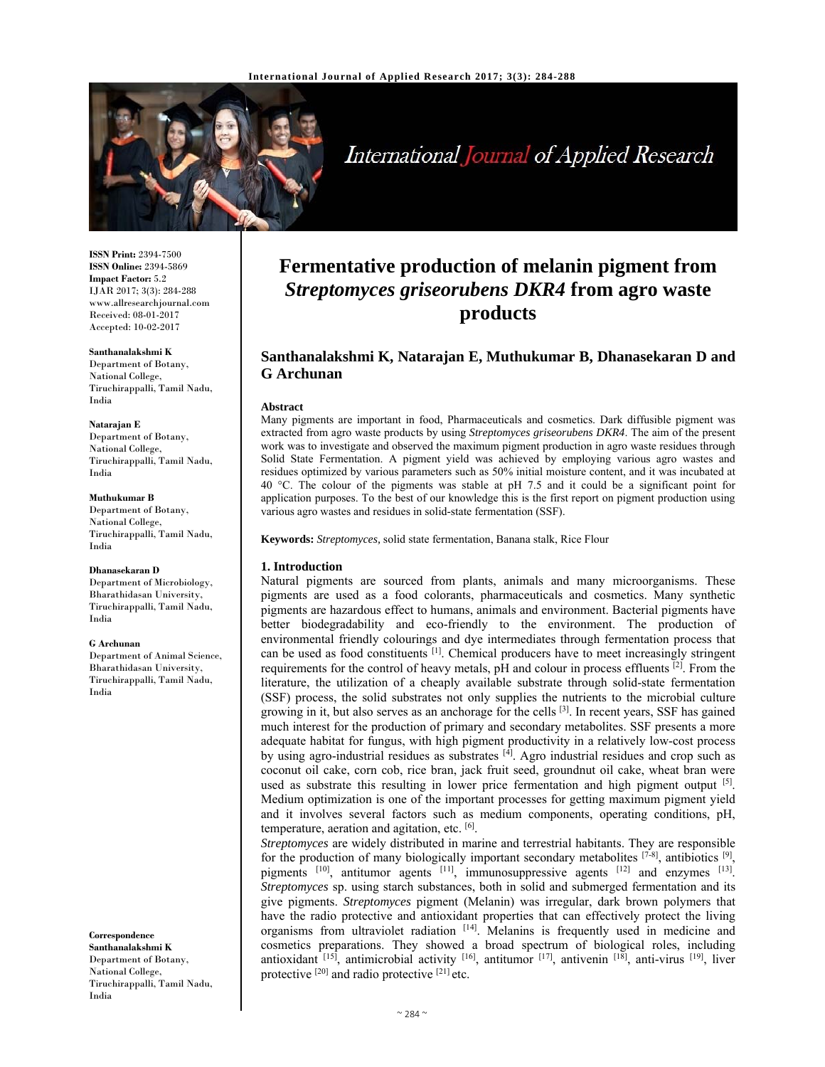# Fermentative production of melanin pigment from *Streptomyces griseorubens DKR4* from agro waste products

**Santhanalakshmi K, Natarajan E, Muthukumar B, Dhanasekaran D and G Archunan**

**ISSN Print:** 2394-7500
**ISSN Online:** 2394-5869
**Impact Factor:** 5.2
IJAR 2017; 3(3): 284-288
www.allresearchjournal.com
Received: 08-01-2017
Accepted: 10-02-2017

**Santhanalakshmi K**
Department of Botany, National College, Tiruchirappalli, Tamil Nadu, India

**Natarajan E**
Department of Botany, National College, Tiruchirappalli, Tamil Nadu, India

**Muthukumar B**
Department of Botany, National College, Tiruchirappalli, Tamil Nadu, India

**Dhanasekaran D**
Department of Microbiology, Bharathidasan University, Tiruchirappalli, Tamil Nadu, India

**G Archunan**
Department of Animal Science, Bharathidasan University, Tiruchirappalli, Tamil Nadu, India

**Correspondence**
**Santhanalakshmi K**
Department of Botany, National College, Tiruchirappalli, Tamil Nadu, India

**Abstract**

Many pigments are important in food, Pharmaceuticals and cosmetics. Dark diffusible pigment was extracted from agro waste products by using *Streptomyces griseorubens DKR4*. The aim of the present work was to investigate and observed the maximum pigment production in agro waste residues through Solid State Fermentation. A pigment yield was achieved by employing various agro wastes and residues optimized by various parameters such as 50% initial moisture content, and it was incubated at 40 °C. The colour of the pigments was stable at pH 7.5 and it could be a significant point for application purposes. To the best of our knowledge this is the first report on pigment production using various agro wastes and residues in solid-state fermentation (SSF).

**Keywords:** *Streptomyces*, solid state fermentation, Banana stalk, Rice Flour

## 1. Introduction

Natural pigments are sourced from plants, animals and many microorganisms. These pigments are used as a food colorants, pharmaceuticals and cosmetics. Many synthetic pigments are hazardous effect to humans, animals and environment. Bacterial pigments have better biodegradability and eco-friendly to the environment. The production of environmental friendly colourings and dye intermediates through fermentation process that can be used as food constituents [1]. Chemical producers have to meet increasingly stringent requirements for the control of heavy metals, pH and colour in process effluents [2]. From the literature, the utilization of a cheaply available substrate through solid-state fermentation (SSF) process, the solid substrates not only supplies the nutrients to the microbial culture growing in it, but also serves as an anchorage for the cells [3]. In recent years, SSF has gained much interest for the production of primary and secondary metabolites. SSF presents a more adequate habitat for fungus, with high pigment productivity in a relatively low-cost process by using agro-industrial residues as substrates [4]. Agro industrial residues and crop such as coconut oil cake, corn cob, rice bran, jack fruit seed, groundnut oil cake, wheat bran were used as substrate this resulting in lower price fermentation and high pigment output [5]. Medium optimization is one of the important processes for getting maximum pigment yield and it involves several factors such as medium components, operating conditions, pH, temperature, aeration and agitation, etc. [6].

*Streptomyces* are widely distributed in marine and terrestrial habitants. They are responsible for the production of many biologically important secondary metabolites [7-8], antibiotics [9], pigments [10], antitumor agents [11], immunosuppressive agents [12] and enzymes [13]. *Streptomyces* sp. using starch substances, both in solid and submerged fermentation and its give pigments. *Streptomyces* pigment (Melanin) was irregular, dark brown polymers that have the radio protective and antioxidant properties that can effectively protect the living organisms from ultraviolet radiation [14]. Melanins is frequently used in medicine and cosmetics preparations. They showed a broad spectrum of biological roles, including antioxidant [15], antimicrobial activity [16], antitumor [17], antivenin [18], anti-virus [19], liver protective [20] and radio protective [21] etc.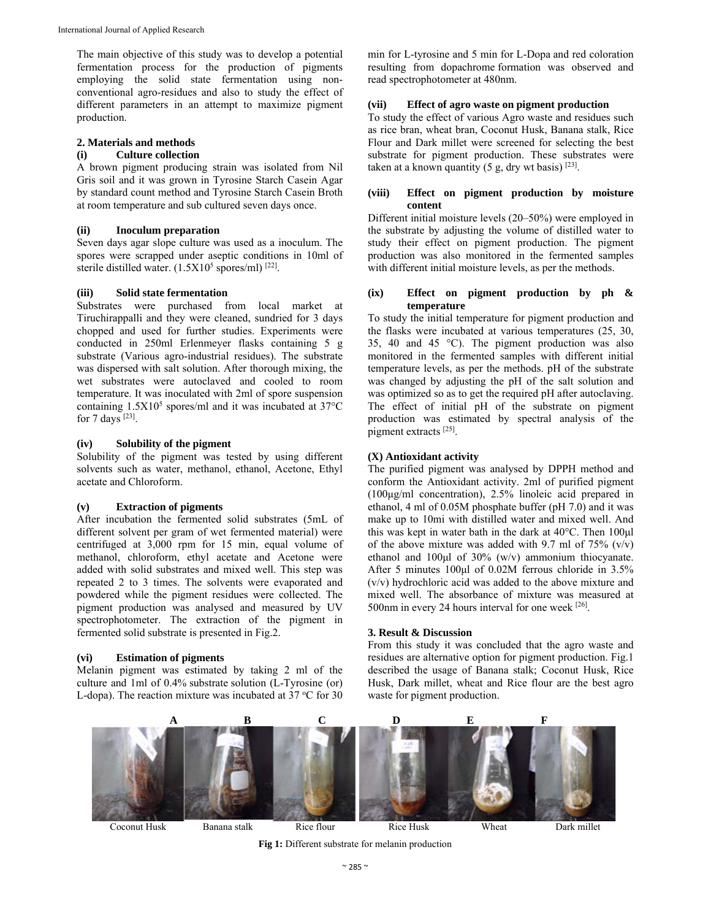The main objective of this study was to develop a potential fermentation process for the production of pigments employing the solid state fermentation using non-conventional agro-residues and also to study the effect of different parameters in an attempt to maximize pigment production.

## 2. Materials and methods

### (i) Culture collection

A brown pigment producing strain was isolated from Nil Gris soil and it was grown in Tyrosine Starch Casein Agar by standard count method and Tyrosine Starch Casein Broth at room temperature and sub cultured seven days once.

### (ii) Inoculum preparation

Seven days agar slope culture was used as a inoculum. The spores were scrapped under aseptic conditions in 10ml of sterile distilled water. ($1.5X10^5$ spores/ml) [22].

### (iii) Solid state fermentation

Substrates were purchased from local market at Tiruchirappalli and they were cleaned, sundried for 3 days chopped and used for further studies. Experiments were conducted in 250ml Erlenmeyer flasks containing 5 g substrate (Various agro-industrial residues). The substrate was dispersed with salt solution. After thorough mixing, the wet substrates were autoclaved and cooled to room temperature. It was inoculated with 2ml of spore suspension containing $1.5X10^5$ spores/ml and it was incubated at 37°C for 7 days [23].

### (iv) Solubility of the pigment

Solubility of the pigment was tested by using different solvents such as water, methanol, ethanol, Acetone, Ethyl acetate and Chloroform.

### (v) Extraction of pigments

After incubation the fermented solid substrates (5mL of different solvent per gram of wet fermented material) were centrifuged at 3,000 rpm for 15 min, equal volume of methanol, chloroform, ethyl acetate and Acetone were added with solid substrates and mixed well. This step was repeated 2 to 3 times. The solvents were evaporated and powdered while the pigment residues were collected. The pigment production was analysed and measured by UV spectrophotometer. The extraction of the pigment in fermented solid substrate is presented in Fig.2.

### (vi) Estimation of pigments

Melanin pigment was estimated by taking 2 ml of the culture and 1ml of 0.4% substrate solution (L-Tyrosine (or) L-dopa). The reaction mixture was incubated at 37 °C for 30 min for L-tyrosine and 5 min for L-Dopa and red coloration resulting from dopachrome formation was observed and read spectrophotometer at 480nm.

### (vii) Effect of agro waste on pigment production

To study the effect of various Agro waste and residues such as rice bran, wheat bran, Coconut Husk, Banana stalk, Rice Flour and Dark millet were screened for selecting the best substrate for pigment production. These substrates were taken at a known quantity (5 g, dry wt basis) [23].

### (viii) Effect on pigment production by moisture content

Different initial moisture levels (20–50%) were employed in the substrate by adjusting the volume of distilled water to study their effect on pigment production. The pigment production was also monitored in the fermented samples with different initial moisture levels, as per the methods.

### (ix) Effect on pigment production by ph & temperature

To study the initial temperature for pigment production and the flasks were incubated at various temperatures (25, 30, 35, 40 and 45 °C). The pigment production was also monitored in the fermented samples with different initial temperature levels, as per the methods. pH of the substrate was changed by adjusting the pH of the salt solution and was optimized so as to get the required pH after autoclaving. The effect of initial pH of the substrate on pigment production was estimated by spectral analysis of the pigment extracts [25].

### (X) Antioxidant activity

The purified pigment was analysed by DPPH method and conform the Antioxidant activity. 2ml of purified pigment (100μg/ml concentration), 2.5% linoleic acid prepared in ethanol, 4 ml of 0.05M phosphate buffer (pH 7.0) and it was make up to 10mi with distilled water and mixed well. And this was kept in water bath in the dark at 40°C. Then 100μl of the above mixture was added with 9.7 ml of 75% (v/v) ethanol and 100μl of 30% (w/v) ammonium thiocyanate. After 5 minutes 100μl of 0.02M ferrous chloride in 3.5% (v/v) hydrochloric acid was added to the above mixture and mixed well. The absorbance of mixture was measured at 500nm in every 24 hours interval for one week [26].

## 3. Result & Discussion

From this study it was concluded that the agro waste and residues are alternative option for pigment production. Fig.1 described the usage of Banana stalk; Coconut Husk, Rice Husk, Dark millet, wheat and Rice flour are the best agro waste for pigment production.

A B C D E F

Coconut Husk Banana stalk Rice flour Rice Husk Wheat Dark millet

**Fig 1:** Different substrate for melanin production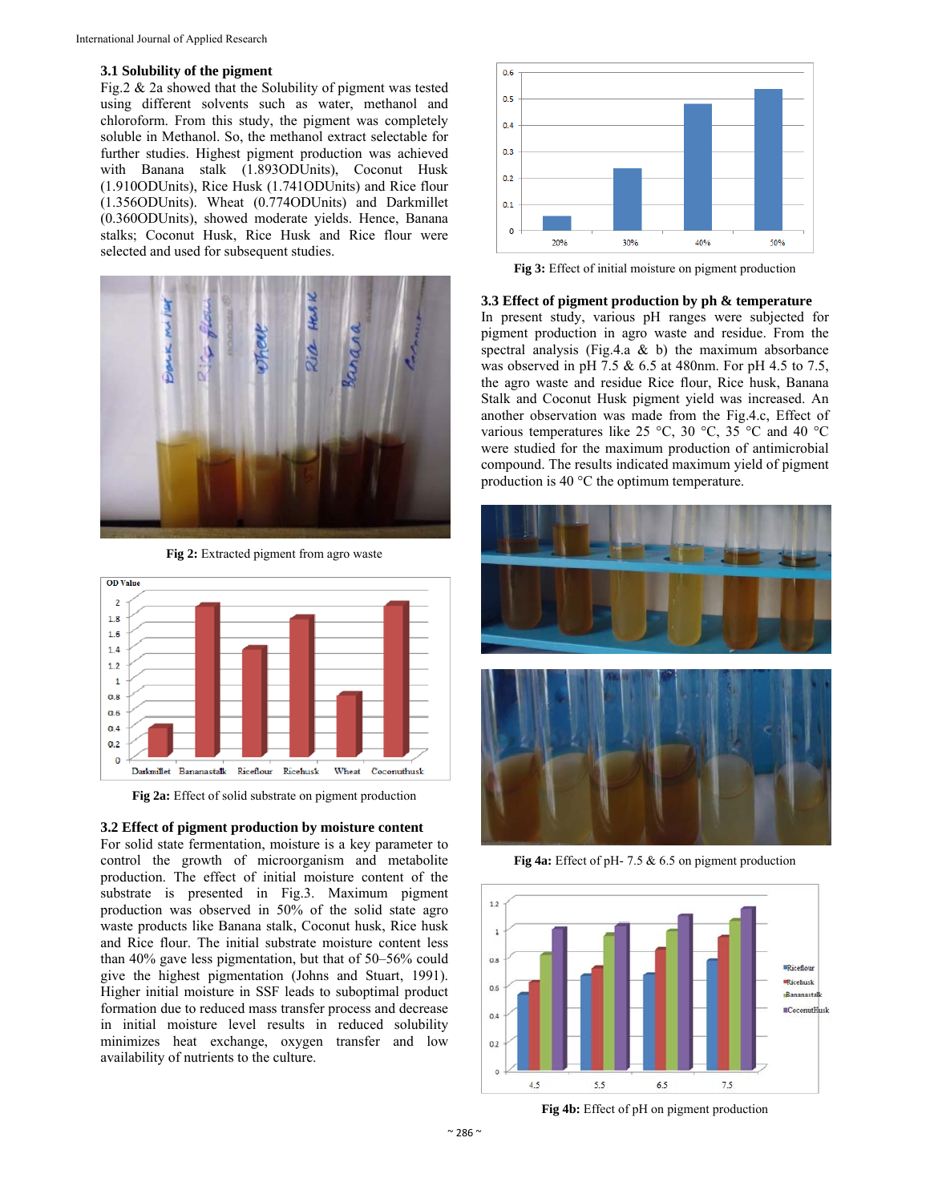### 3.1 Solubility of the pigment

Fig.2 & 2a showed that the Solubility of pigment was tested using different solvents such as water, methanol and chloroform. From this study, the pigment was completely soluble in Methanol. So, the methanol extract selectable for further studies. Highest pigment production was achieved with Banana stalk (1.893ODUnits), Coconut Husk (1.910ODUnits), Rice Husk (1.741ODUnits) and Rice flour (1.356ODUnits). Wheat (0.774ODUnits) and Darkmillet (0.360ODUnits), showed moderate yields. Hence, Banana stalks; Coconut Husk, Rice Husk and Rice flour were selected and used for subsequent studies.

**Fig 2:** Extracted pigment from agro waste

**Fig 2a:** Effect of solid substrate on pigment production

### 3.2 Effect of pigment production by moisture content

For solid state fermentation, moisture is a key parameter to control the growth of microorganism and metabolite production. The effect of initial moisture content of the substrate is presented in Fig.3. Maximum pigment production was observed in 50% of the solid state agro waste products like Banana stalk, Coconut husk, Rice husk and Rice flour. The initial substrate moisture content less than 40% gave less pigmentation, but that of 50–56% could give the highest pigmentation (Johns and Stuart, 1991). Higher initial moisture in SSF leads to suboptimal product formation due to reduced mass transfer process and decrease in initial moisture level results in reduced solubility minimizes heat exchange, oxygen transfer and low availability of nutrients to the culture.

**Fig 3:** Effect of initial moisture on pigment production

### 3.3 Effect of pigment production by ph & temperature

In present study, various pH ranges were subjected for pigment production in agro waste and residue. From the spectral analysis (Fig.4.a & b) the maximum absorbance was observed in pH 7.5 & 6.5 at 480nm. For pH 4.5 to 7.5, the agro waste and residue Rice flour, Rice husk, Banana Stalk and Coconut Husk pigment yield was increased. An another observation was made from the Fig.4.c, Effect of various temperatures like 25 °C, 30 °C, 35 °C and 40 °C were studied for the maximum production of antimicrobial compound. The results indicated maximum yield of pigment production is 40 °C the optimum temperature.

**Fig 4a:** Effect of pH- 7.5 & 6.5 on pigment production

**Fig 4b:** Effect of pH on pigment production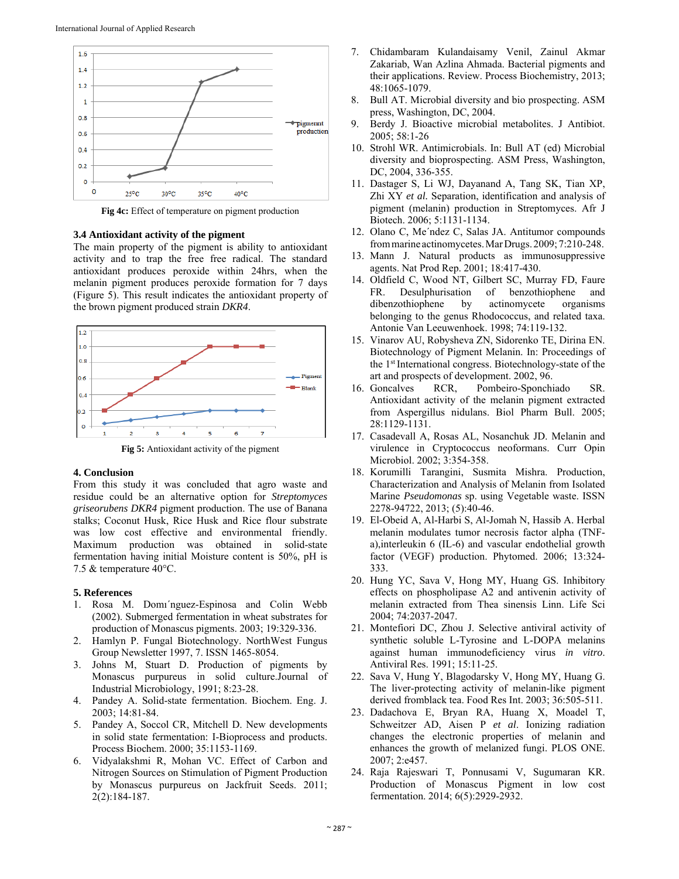Fig 4c: Effect of temperature on pigment production

### 3.4 Antioxidant activity of the pigment

The main property of the pigment is ability to antioxidant activity and to trap the free free radical. The standard antioxidant produces peroxide within 24hrs, when the melanin pigment produces peroxide formation for 7 days (Figure 5). This result indicates the antioxidant property of the brown pigment produced strain *DKR4*.

Fig 5: Antioxidant activity of the pigment

## 4. Conclusion

From this study it was concluded that agro waste and residue could be an alternative option for *Streptomyces griseorubens DKR4* pigment production. The use of Banana stalks; Coconut Husk, Rice Husk and Rice flour substrate was low cost effective and environmental friendly. Maximum production was obtained in solid-state fermentation having initial Moisture content is 50%, pH is 7.5 & temperature 40°C.

## 5. References

1. Rosa M. Domı´nguez-Espinosa and Colin Webb (2002). Submerged fermentation in wheat substrates for production of Monascus pigments. 2003; 19:329-336.
2. Hamlyn P. Fungal Biotechnology. NorthWest Fungus Group Newsletter 1997, 7. ISSN 1465-8054.
3. Johns M, Stuart D. Production of pigments by Monascus purpureus in solid culture.Journal of Industrial Microbiology, 1991; 8:23-28.
4. Pandey A. Solid-state fermentation. Biochem. Eng. J. 2003; 14:81-84.
5. Pandey A, Soccol CR, Mitchell D. New developments in solid state fermentation: I-Bioprocess and products. Process Biochem. 2000; 35:1153-1169.
6. Vidyalakshmi R, Mohan VC. Effect of Carbon and Nitrogen Sources on Stimulation of Pigment Production by Monascus purpureus on Jackfruit Seeds. 2011; 2(2):184-187.
7. Chidambaram Kulandaisamy Venil, Zainul Akmar Zakariab, Wan Azlina Ahmada. Bacterial pigments and their applications. Review. Process Biochemistry, 2013; 48:1065-1079.
8. Bull AT. Microbial diversity and bio prospecting. ASM press, Washington, DC, 2004.
9. Berdy J. Bioactive microbial metabolites. J Antibiot. 2005; 58:1-26
10. Strohl WR. Antimicrobials. In: Bull AT (ed) Microbial diversity and bioprospecting. ASM Press, Washington, DC, 2004, 336-355.
11. Dastager S, Li WJ, Dayanand A, Tang SK, Tian XP, Zhi XY *et al.* Separation, identification and analysis of pigment (melanin) production in Streptomyces. Afr J Biotech. 2006; 5:1131-1134.
12. Olano C, Me´ndez C, Salas JA. Antitumor compounds from marine actinomycetes. Mar Drugs. 2009; 7:210-248.
13. Mann J. Natural products as immunosuppressive agents. Nat Prod Rep. 2001; 18:417-430.
14. Oldfield C, Wood NT, Gilbert SC, Murray FD, Faure FR. Desulphurisation of benzothiophene and dibenzothiophene by actinomycete organisms belonging to the genus Rhodococcus, and related taxa. Antonie Van Leeuwenhoek. 1998; 74:119-132.
15. Vinarov AU, Robysheva ZN, Sidorenko TE, Dirina EN. Biotechnology of Pigment Melanin. In: Proceedings of the 1st International congress. Biotechnology-state of the art and prospects of development. 2002, 96.
16. Goncalves RCR, Pombeiro-Sponchiado SR. Antioxidant activity of the melanin pigment extracted from Aspergillus nidulans. Biol Pharm Bull. 2005; 28:1129-1131.
17. Casadevall A, Rosas AL, Nosanchuk JD. Melanin and virulence in Cryptococcus neoformans. Curr Opin Microbiol. 2002; 3:354-358.
18. Korumilli Tarangini, Susmita Mishra. Production, Characterization and Analysis of Melanin from Isolated Marine *Pseudomonas* sp. using Vegetable waste. ISSN 2278-94722, 2013; (5):40-46.
19. El-Obeid A, Al-Harbi S, Al-Jomah N, Hassib A. Herbal melanin modulates tumor necrosis factor alpha (TNF-a),interleukin 6 (IL-6) and vascular endothelial growth factor (VEGF) production. Phytomed. 2006; 13:324-333.
20. Hung YC, Sava V, Hong MY, Huang GS. Inhibitory effects on phospholipase A2 and antivenin activity of melanin extracted from Thea sinensis Linn. Life Sci 2004; 74:2037-2047.
21. Montefiori DC, Zhou J. Selective antiviral activity of synthetic soluble L-Tyrosine and L-DOPA melanins against human immunodeficiency virus *in vitro*. Antiviral Res. 1991; 15:11-25.
22. Sava V, Hung Y, Blagodarsky V, Hong MY, Huang G. The liver-protecting activity of melanin-like pigment derived fromblack tea. Food Res Int. 2003; 36:505-511.
23. Dadachova E, Bryan RA, Huang X, Moadel T, Schweitzer AD, Aisen P *et al.* Ionizing radiation changes the electronic properties of melanin and enhances the growth of melanized fungi. PLOS ONE. 2007; 2:e457.
24. Raja Rajeswari T, Ponnusami V, Sugumaran KR. Production of Monascus Pigment in low cost fermentation. 2014; 6(5):2929-2932.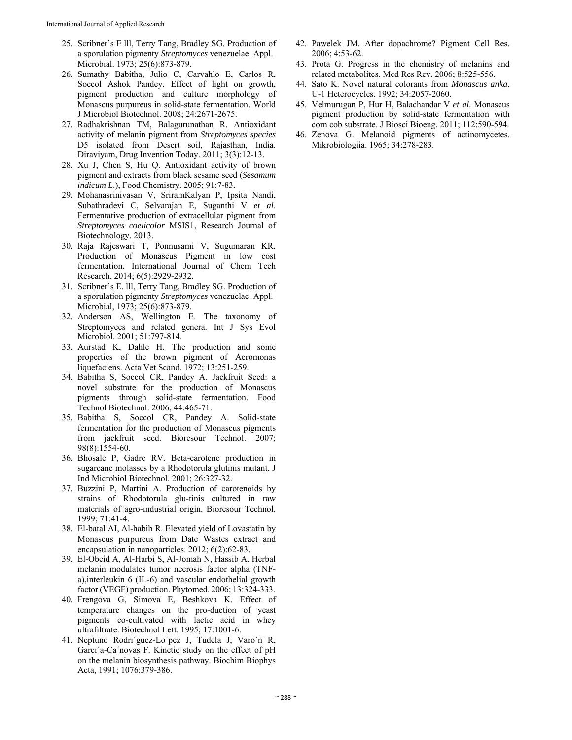25. Scribner's E lll, Terry Tang, Bradley SG. Production of a sporulation pigmenty *Streptomyces* venezuelae. Appl. Microbial. 1973; 25(6):873-879.
26. Sumathy Babitha, Julio C, Carvahlo E, Carlos R, Soccol Ashok Pandey. Effect of light on growth, pigment production and culture morphology of Monascus purpureus in solid-state fermentation. World J Microbiol Biotechnol. 2008; 24:2671-2675.
27. Radhakrishnan TM, Balagurunathan R. Antioxidant activity of melanin pigment from *Streptomyces species* D5 isolated from Desert soil, Rajasthan, India. Diraviyam, Drug Invention Today. 2011; 3(3):12-13.
28. Xu J, Chen S, Hu Q. Antioxidant activity of brown pigment and extracts from black sesame seed (*Sesamum indicum L*.), Food Chemistry. 2005; 91:7-83.
29. Mohanasrinivasan V, SriramKalyan P, Ipsita Nandi, Subathradevi C, Selvarajan E, Suganthi V *et al*. Fermentative production of extracellular pigment from *Streptomyces coelicolor* MSIS1, Research Journal of Biotechnology. 2013.
30. Raja Rajeswari T, Ponnusami V, Sugumaran KR. Production of Monascus Pigment in low cost fermentation. International Journal of Chem Tech Research. 2014; 6(5):2929-2932.
31. Scribner's E. lll, Terry Tang, Bradley SG. Production of a sporulation pigmenty *Streptomyces* venezuelae. Appl. Microbial, 1973; 25(6):873-879.
32. Anderson AS, Wellington E. The taxonomy of Streptomyces and related genera. Int J Sys Evol Microbiol. 2001; 51:797-814.
33. Aurstad K, Dahle H. The production and some properties of the brown pigment of Aeromonas liquefaciens. Acta Vet Scand. 1972; 13:251-259.
34. Babitha S, Soccol CR, Pandey A. Jackfruit Seed: a novel substrate for the production of Monascus pigments through solid-state fermentation. Food Technol Biotechnol. 2006; 44:465-71.
35. Babitha S, Soccol CR, Pandey A. Solid-state fermentation for the production of Monascus pigments from jackfruit seed. Bioresour Technol. 2007; 98(8):1554-60.
36. Bhosale P, Gadre RV. Beta-carotene production in sugarcane molasses by a Rhodotorula glutinis mutant. J Ind Microbiol Biotechnol. 2001; 26:327-32.
37. Buzzini P, Martini A. Production of carotenoids by strains of Rhodotorula glu-tinis cultured in raw materials of agro-industrial origin. Bioresour Technol. 1999; 71:41-4.
38. El-batal AI, Al-habib R. Elevated yield of Lovastatin by Monascus purpureus from Date Wastes extract and encapsulation in nanoparticles. 2012; 6(2):62-83.
39. El-Obeid A, Al-Harbi S, Al-Jomah N, Hassib A. Herbal melanin modulates tumor necrosis factor alpha (TNF-a),interleukin 6 (IL-6) and vascular endothelial growth factor (VEGF) production. Phytomed. 2006; 13:324-333.
40. Frengova G, Simova E, Beshkova K. Effect of temperature changes on the pro-duction of yeast pigments co-cultivated with lactic acid in whey ultrafiltrate. Biotechnol Lett. 1995; 17:1001-6.
41. Neptuno Rodrı´guez-Lo´pez J, Tudela J, Varo´n R, Garcı´a-Ca´novas F. Kinetic study on the effect of pH on the melanin biosynthesis pathway. Biochim Biophys Acta, 1991; 1076:379-386.
42. Pawelek JM. After dopachrome? Pigment Cell Res. 2006; 4:53-62.
43. Prota G. Progress in the chemistry of melanins and related metabolites. Med Res Rev. 2006; 8:525-556.
44. Sato K. Novel natural colorants from *Monascus anka*. U-1 Heterocycles. 1992; 34:2057-2060.
45. Velmurugan P, Hur H, Balachandar V *et al*. Monascus pigment production by solid-state fermentation with corn cob substrate. J Biosci Bioeng. 2011; 112:590-594.
46. Zenova G. Melanoid pigments of actinomycetes. Mikrobiologiia. 1965; 34:278-283.